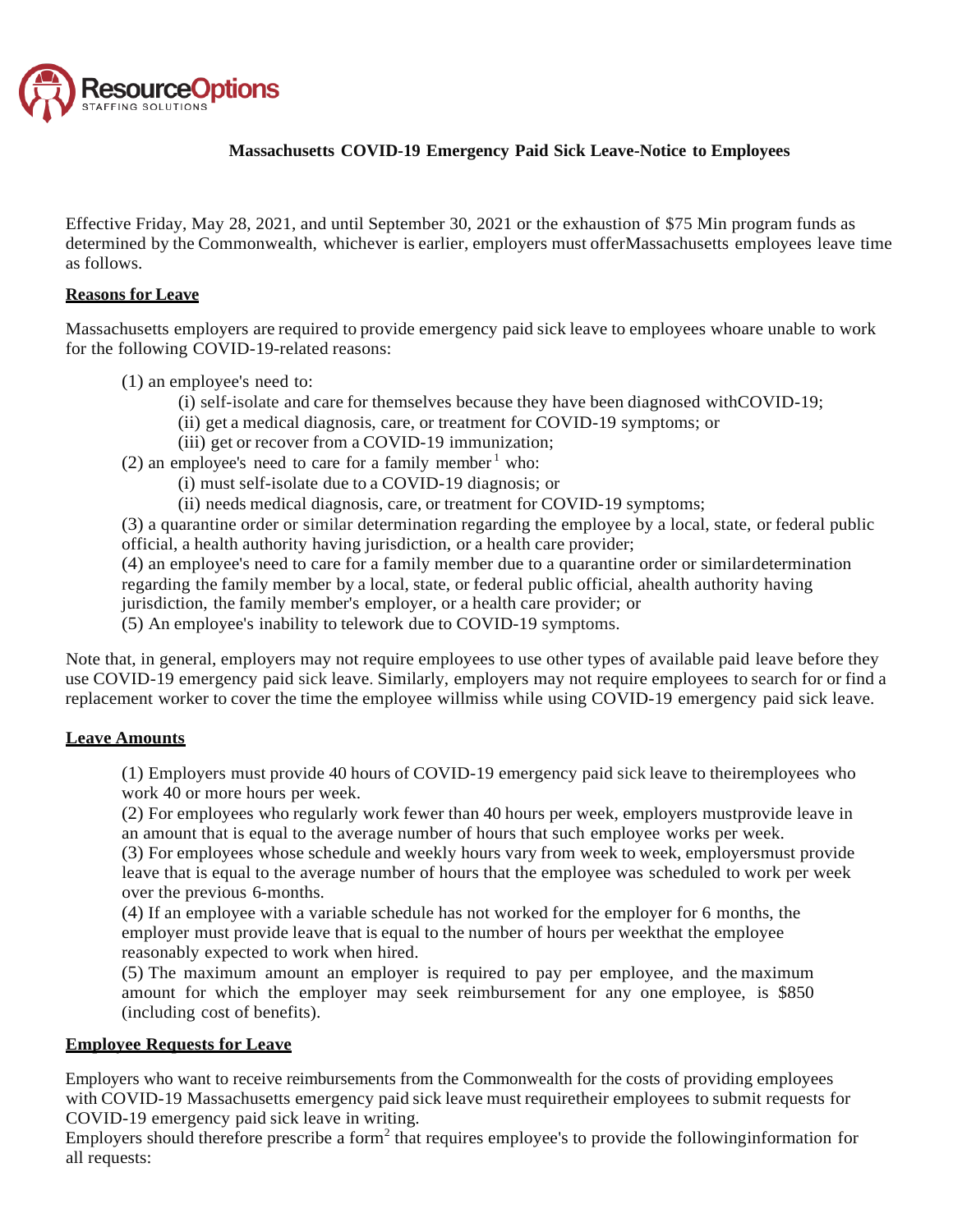# Massachusetts COVID-19 Emergency Paid Sick Leave-Notice to Employees

Effective Friday, May 28, 2021, and until September 30, 2021 or the exhaustion of $75 Min program funds as determined by the Commonwealth, whichever is earlier, employers must offerMassachusetts employees leave time as follows.

## Reasons for Leave

Massachusetts employers are required to provide emergency paid sick leave to employees whoare unable to work for the following COVID-19-related reasons:

(1) an employee's need to:
- (i) self-isolate and care for themselves because they have been diagnosed withCOVID-19;
- (ii) get a medical diagnosis, care, or treatment for COVID-19 symptoms; or
- (iii) get or recover from a COVID-19 immunization;

(2) an employee's need to care for a family member[1] who:
- (i) must self-isolate due to a COVID-19 diagnosis; or
- (ii) needs medical diagnosis, care, or treatment for COVID-19 symptoms;

(3) a quarantine order or similar determination regarding the employee by a local, state, or federal public official, a health authority having jurisdiction, or a health care provider;

(4) an employee's need to care for a family member due to a quarantine order or similardetermination regarding the family member by a local, state, or federal public official, ahealth authority having jurisdiction, the family member's employer, or a health care provider; or

(5) An employee's inability to telework due to COVID-19 symptoms.

Note that, in general, employers may not require employees to use other types of available paid leave before they use COVID-19 emergency paid sick leave. Similarly, employers may not require employees to search for or find a replacement worker to cover the time the employee willmiss while using COVID-19 emergency paid sick leave.

## Leave Amounts

(1) Employers must provide 40 hours of COVID-19 emergency paid sick leave to theiremployees who work 40 or more hours per week.

(2) For employees who regularly work fewer than 40 hours per week, employers mustprovide leave in an amount that is equal to the average number of hours that such employee works per week.

(3) For employees whose schedule and weekly hours vary from week to week, employersmust provide leave that is equal to the average number of hours that the employee was scheduled to work per week over the previous 6-months.

(4) If an employee with a variable schedule has not worked for the employer for 6 months, the employer must provide leave that is equal to the number of hours per weekthat the employee reasonably expected to work when hired.

(5) The maximum amount an employer is required to pay per employee, and the maximum amount for which the employer may seek reimbursement for any one employee, is $850 (including cost of benefits).

## Employee Requests for Leave

Employers who want to receive reimbursements from the Commonwealth for the costs of providing employees with COVID-19 Massachusetts emergency paid sick leave must requiretheir employees to submit requests for COVID-19 emergency paid sick leave in writing.

Employers should therefore prescribe a form[2] that requires employee's to provide the followinginformation for all requests: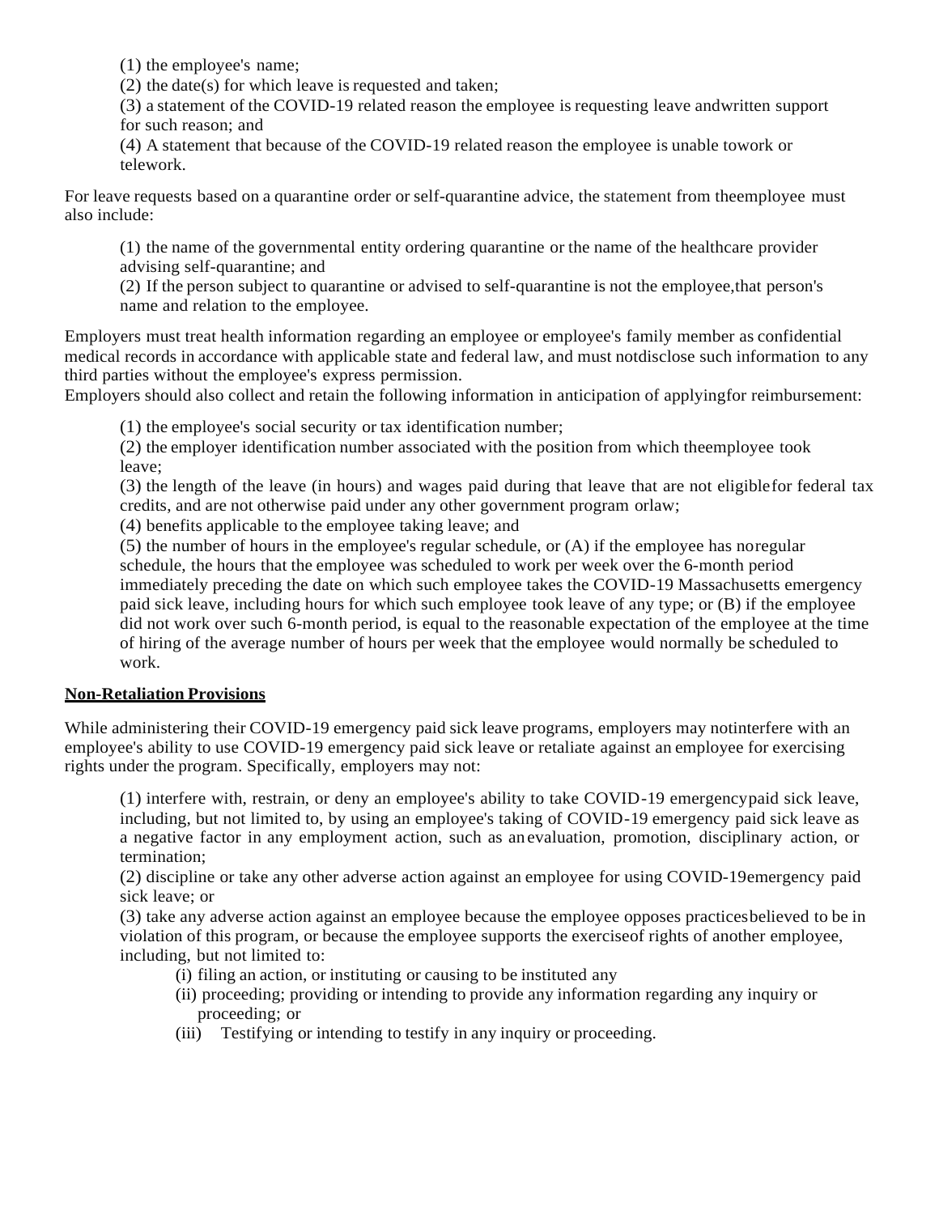(1) the employee's name;
(2) the date(s) for which leave is requested and taken;
(3) a statement of the COVID-19 related reason the employee is requesting leave andwritten support for such reason; and
(4) A statement that because of the COVID-19 related reason the employee is unable towork or telework.

For leave requests based on a quarantine order or self-quarantine advice, the statement from theemployee must also include:

(1) the name of the governmental entity ordering quarantine or the name of the healthcare provider advising self-quarantine; and
(2) If the person subject to quarantine or advised to self-quarantine is not the employee,that person's name and relation to the employee.

Employers must treat health information regarding an employee or employee's family member as confidential medical records in accordance with applicable state and federal law, and must notdisclose such information to any third parties without the employee's express permission.
Employers should also collect and retain the following information in anticipation of applyingfor reimbursement:

(1) the employee's social security or tax identification number;
(2) the employer identification number associated with the position from which theemployee took leave;
(3) the length of the leave (in hours) and wages paid during that leave that are not eligiblefor federal tax credits, and are not otherwise paid under any other government program orlaw;
(4) benefits applicable to the employee taking leave; and
(5) the number of hours in the employee's regular schedule, or (A) if the employee has noregular schedule, the hours that the employee was scheduled to work per week over the 6-month period immediately preceding the date on which such employee takes the COVID-19 Massachusetts emergency paid sick leave, including hours for which such employee took leave of any type; or (B) if the employee did not work over such 6-month period, is equal to the reasonable expectation of the employee at the time of hiring of the average number of hours per week that the employee would normally be scheduled to work.

**Non-Retaliation Provisions**

While administering their COVID-19 emergency paid sick leave programs, employers may notinterfere with an employee's ability to use COVID-19 emergency paid sick leave or retaliate against an employee for exercising rights under the program. Specifically, employers may not:

(1) interfere with, restrain, or deny an employee's ability to take COVID-19 emergencypaid sick leave, including, but not limited to, by using an employee's taking of COVID-19 emergency paid sick leave as a negative factor in any employment action, such as anevaluation, promotion, disciplinary action, or termination;
(2) discipline or take any other adverse action against an employee for using COVID-19emergency paid sick leave; or
(3) take any adverse action against an employee because the employee opposes practicesbelieved to be in violation of this program, or because the employee supports the exerciseof rights of another employee, including, but not limited to:
    (i) filing an action, or instituting or causing to be instituted any
    (ii) proceeding; providing or intending to provide any information regarding any inquiry or proceeding; or
    (iii) Testifying or intending to testify in any inquiry or proceeding.